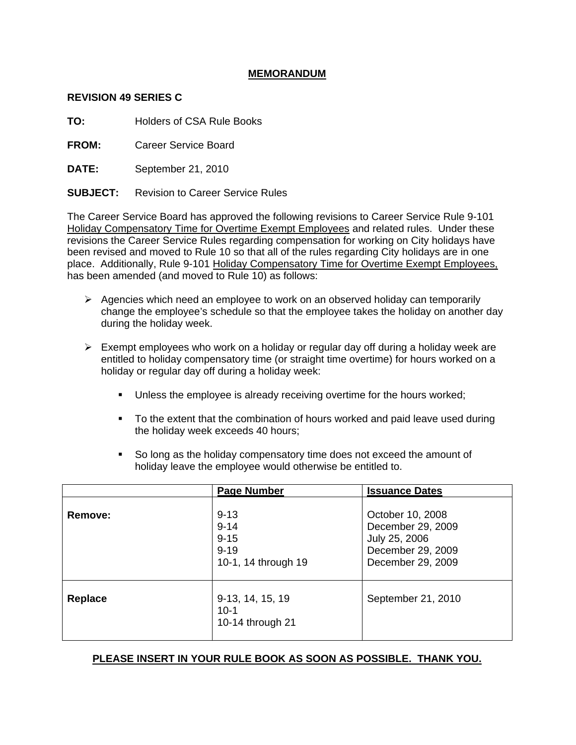# MEMORANDUM

**REVISION 49 SERIES C**

**TO:** Holders of CSA Rule Books

**FROM:** Career Service Board

**DATE:** September 21, 2010

**SUBJECT:** Revision to Career Service Rules

The Career Service Board has approved the following revisions to Career Service Rule 9-101 Holiday Compensatory Time for Overtime Exempt Employees and related rules. Under these revisions the Career Service Rules regarding compensation for working on City holidays have been revised and moved to Rule 10 so that all of the rules regarding City holidays are in one place. Additionally, Rule 9-101 Holiday Compensatory Time for Overtime Exempt Employees, has been amended (and moved to Rule 10) as follows:

- Agencies which need an employee to work on an observed holiday can temporarily change the employee's schedule so that the employee takes the holiday on another day during the holiday week.
- Exempt employees who work on a holiday or regular day off during a holiday week are entitled to holiday compensatory time (or straight time overtime) for hours worked on a holiday or regular day off during a holiday week:
  - Unless the employee is already receiving overtime for the hours worked;
  - To the extent that the combination of hours worked and paid leave used during the holiday week exceeds 40 hours;
  - So long as the holiday compensatory time does not exceed the amount of holiday leave the employee would otherwise be entitled to.

| | Page Number | Issuance Dates |
|---|---|---|
| **Remove:** | 9-13<br>9-14<br>9-15<br>9-19<br>10-1, 14 through 19 | October 10, 2008<br>December 29, 2009<br>July 25, 2006<br>December 29, 2009<br>December 29, 2009 |
| **Replace** | 9-13, 14, 15, 19<br>10-1<br>10-14 through 21 | September 21, 2010 |

**PLEASE INSERT IN YOUR RULE BOOK AS SOON AS POSSIBLE. THANK YOU.**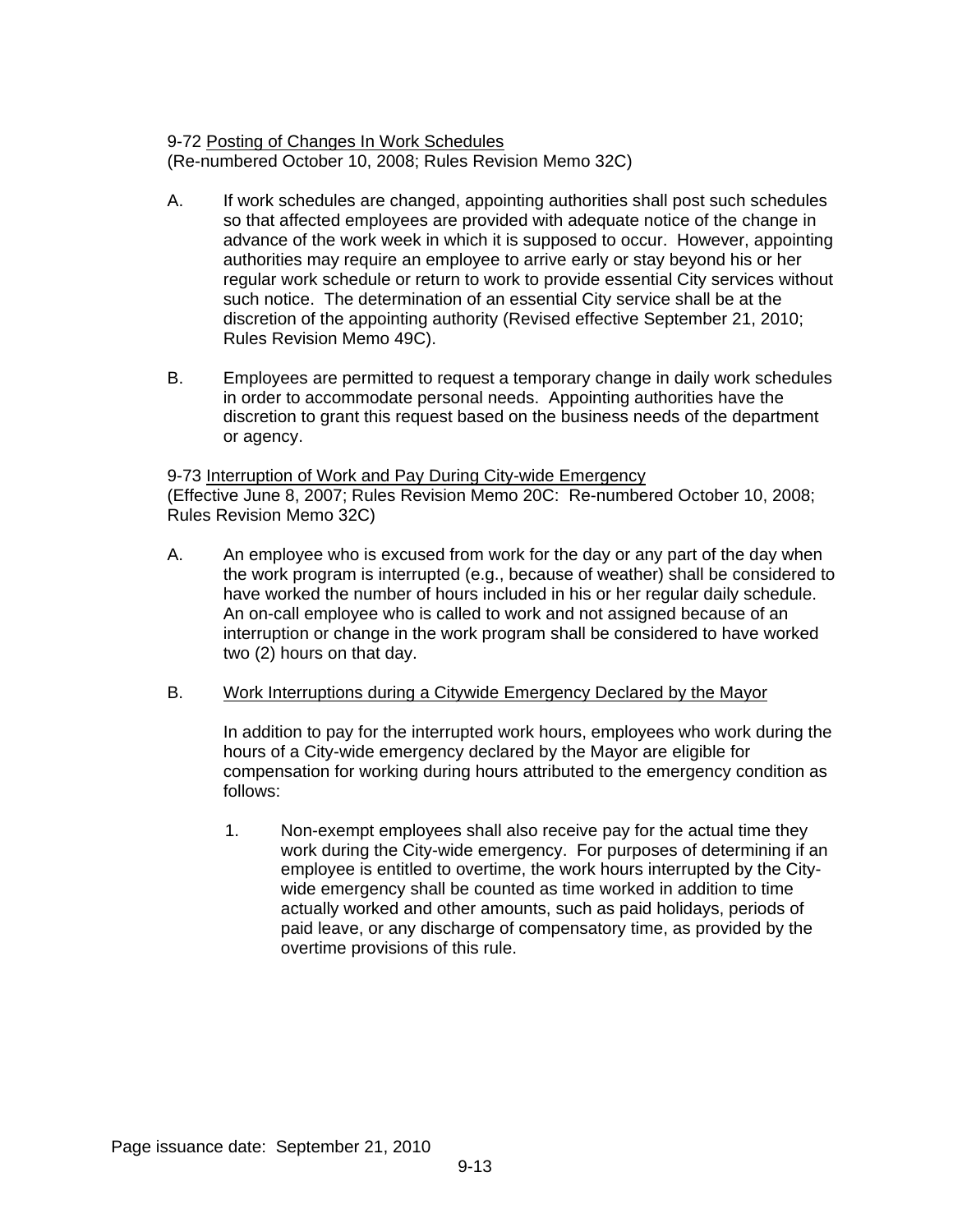9-72 Posting of Changes In Work Schedules
(Re-numbered October 10, 2008; Rules Revision Memo 32C)

A. If work schedules are changed, appointing authorities shall post such schedules so that affected employees are provided with adequate notice of the change in advance of the work week in which it is supposed to occur. However, appointing authorities may require an employee to arrive early or stay beyond his or her regular work schedule or return to work to provide essential City services without such notice. The determination of an essential City service shall be at the discretion of the appointing authority (Revised effective September 21, 2010; Rules Revision Memo 49C).

B. Employees are permitted to request a temporary change in daily work schedules in order to accommodate personal needs. Appointing authorities have the discretion to grant this request based on the business needs of the department or agency.

9-73 Interruption of Work and Pay During City-wide Emergency
(Effective June 8, 2007; Rules Revision Memo 20C: Re-numbered October 10, 2008; Rules Revision Memo 32C)

A. An employee who is excused from work for the day or any part of the day when the work program is interrupted (e.g., because of weather) shall be considered to have worked the number of hours included in his or her regular daily schedule. An on-call employee who is called to work and not assigned because of an interruption or change in the work program shall be considered to have worked two (2) hours on that day.

B. Work Interruptions during a Citywide Emergency Declared by the Mayor

   In addition to pay for the interrupted work hours, employees who work during the hours of a City-wide emergency declared by the Mayor are eligible for compensation for working during hours attributed to the emergency condition as follows:

   1. Non-exempt employees shall also receive pay for the actual time they work during the City-wide emergency. For purposes of determining if an employee is entitled to overtime, the work hours interrupted by the City-wide emergency shall be counted as time worked in addition to time actually worked and other amounts, such as paid holidays, periods of paid leave, or any discharge of compensatory time, as provided by the overtime provisions of this rule.

Page issuance date: September 21, 2010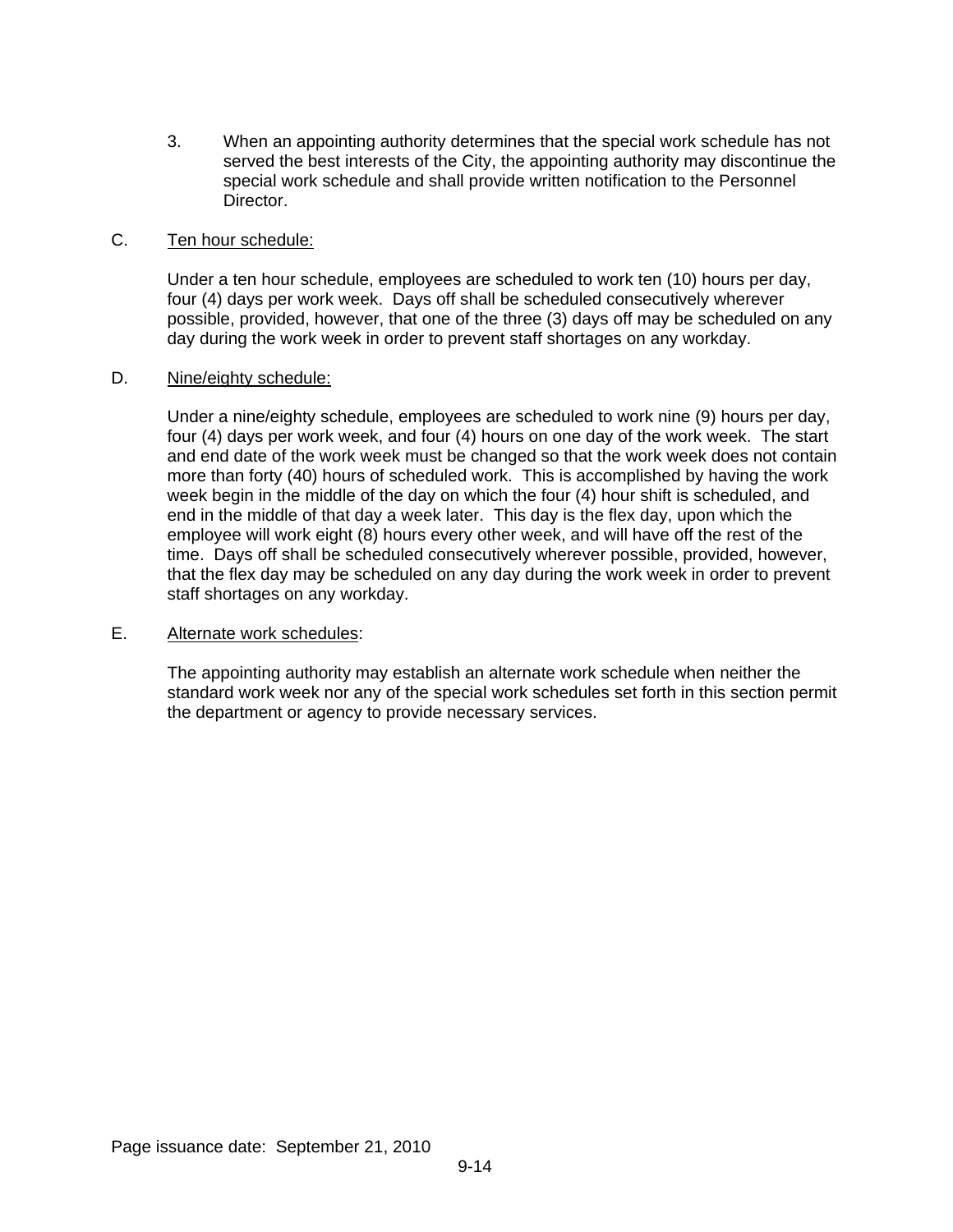3. When an appointing authority determines that the special work schedule has not served the best interests of the City, the appointing authority may discontinue the special work schedule and shall provide written notification to the Personnel Director.

C. Ten hour schedule:

Under a ten hour schedule, employees are scheduled to work ten (10) hours per day, four (4) days per work week. Days off shall be scheduled consecutively wherever possible, provided, however, that one of the three (3) days off may be scheduled on any day during the work week in order to prevent staff shortages on any workday.

D. Nine/eighty schedule:

Under a nine/eighty schedule, employees are scheduled to work nine (9) hours per day, four (4) days per work week, and four (4) hours on one day of the work week. The start and end date of the work week must be changed so that the work week does not contain more than forty (40) hours of scheduled work. This is accomplished by having the work week begin in the middle of the day on which the four (4) hour shift is scheduled, and end in the middle of that day a week later. This day is the flex day, upon which the employee will work eight (8) hours every other week, and will have off the rest of the time. Days off shall be scheduled consecutively wherever possible, provided, however, that the flex day may be scheduled on any day during the work week in order to prevent staff shortages on any workday.

E. Alternate work schedules:

The appointing authority may establish an alternate work schedule when neither the standard work week nor any of the special work schedules set forth in this section permit the department or agency to provide necessary services.

Page issuance date: September 21, 2010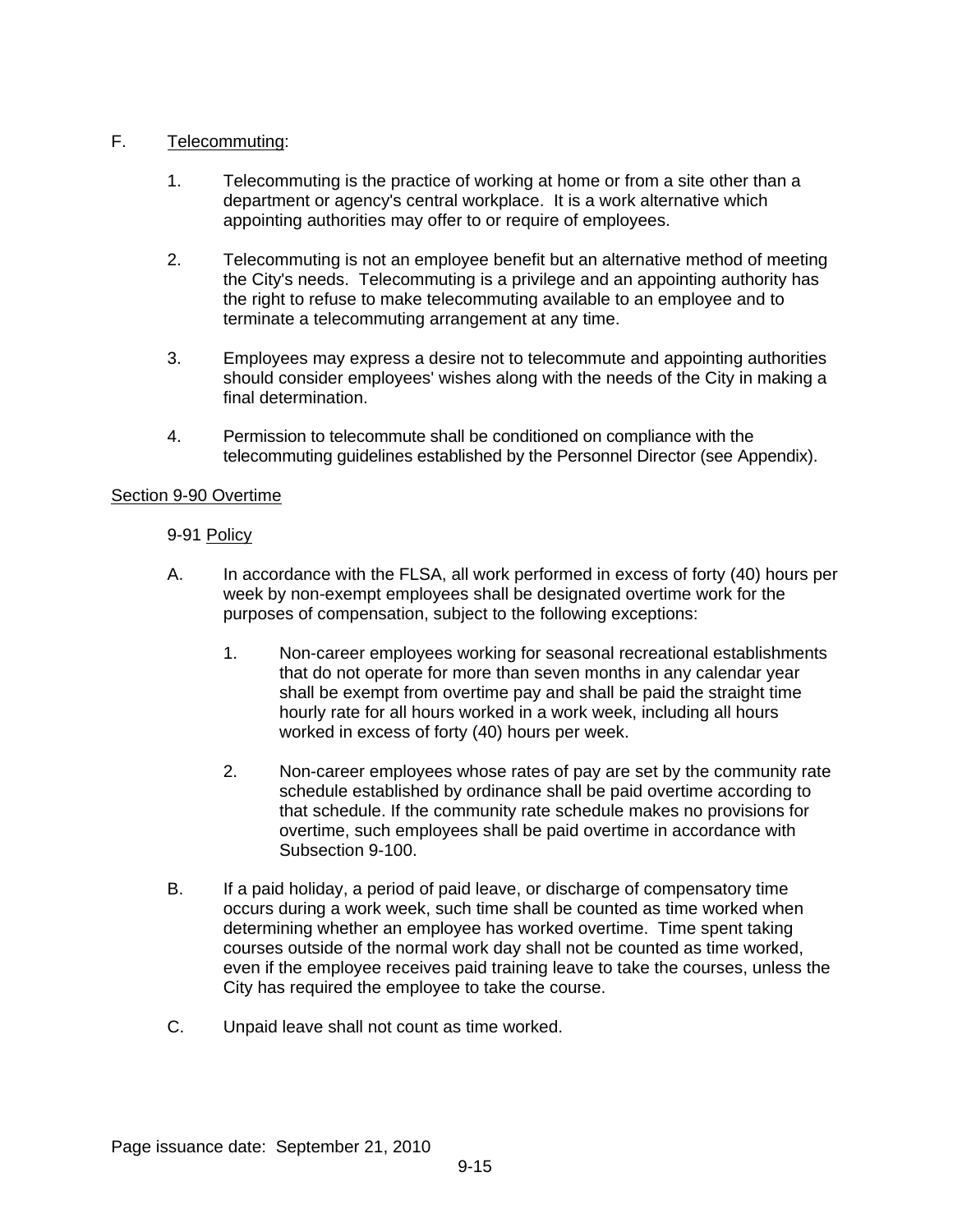F. Telecommuting:

1. Telecommuting is the practice of working at home or from a site other than a department or agency's central workplace. It is a work alternative which appointing authorities may offer to or require of employees.

2. Telecommuting is not an employee benefit but an alternative method of meeting the City's needs. Telecommuting is a privilege and an appointing authority has the right to refuse to make telecommuting available to an employee and to terminate a telecommuting arrangement at any time.

3. Employees may express a desire not to telecommute and appointing authorities should consider employees' wishes along with the needs of the City in making a final determination.

4. Permission to telecommute shall be conditioned on compliance with the telecommuting guidelines established by the Personnel Director (see Appendix).

## Section 9-90 Overtime

### 9-91 Policy

A. In accordance with the FLSA, all work performed in excess of forty (40) hours per week by non-exempt employees shall be designated overtime work for the purposes of compensation, subject to the following exceptions:

   1. Non-career employees working for seasonal recreational establishments that do not operate for more than seven months in any calendar year shall be exempt from overtime pay and shall be paid the straight time hourly rate for all hours worked in a work week, including all hours worked in excess of forty (40) hours per week.

   2. Non-career employees whose rates of pay are set by the community rate schedule established by ordinance shall be paid overtime according to that schedule. If the community rate schedule makes no provisions for overtime, such employees shall be paid overtime in accordance with Subsection 9-100.

B. If a paid holiday, a period of paid leave, or discharge of compensatory time occurs during a work week, such time shall be counted as time worked when determining whether an employee has worked overtime. Time spent taking courses outside of the normal work day shall not be counted as time worked, even if the employee receives paid training leave to take the courses, unless the City has required the employee to take the course.

C. Unpaid leave shall not count as time worked.

Page issuance date: September 21, 2010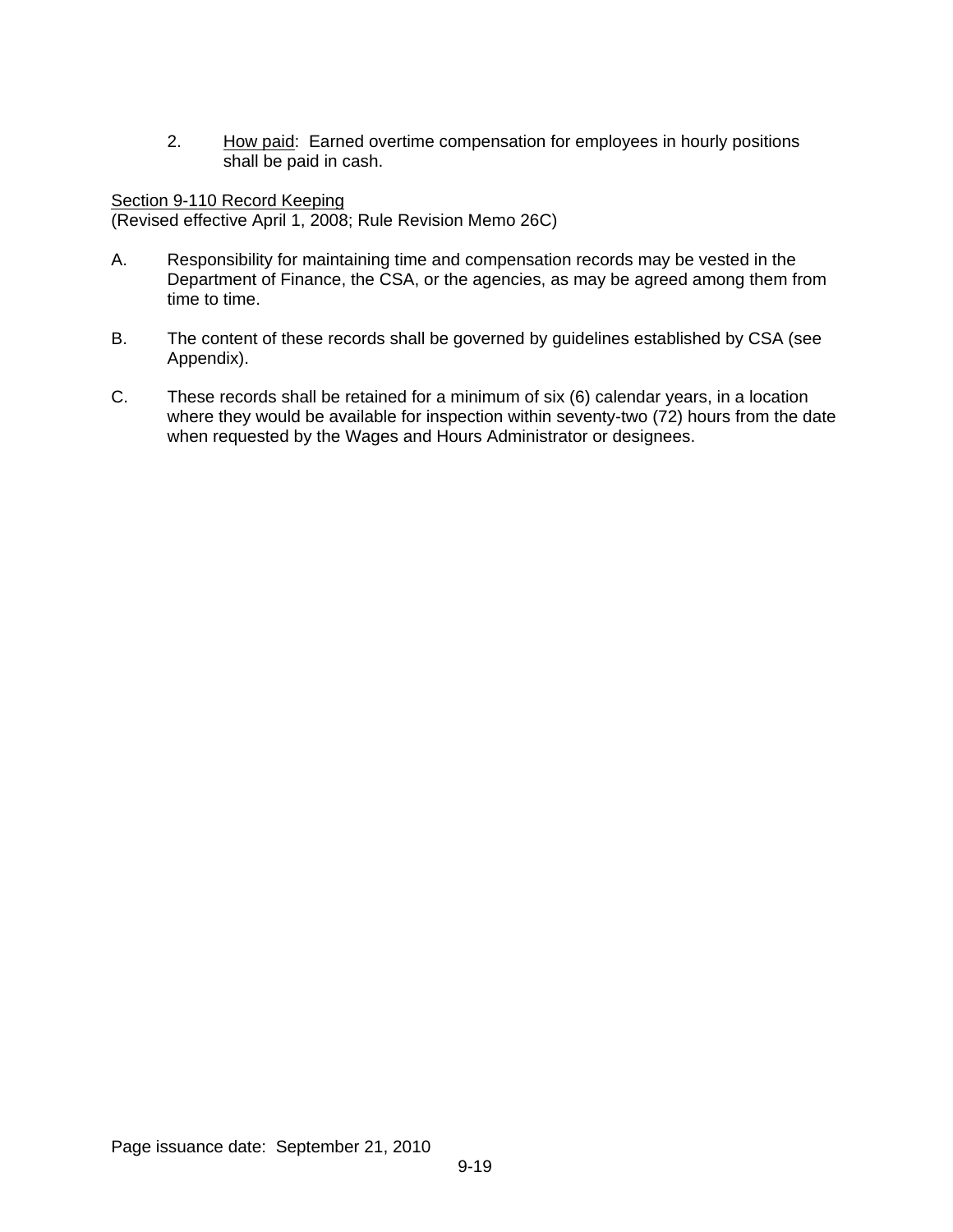2. <u>How paid</u>: Earned overtime compensation for employees in hourly positions shall be paid in cash.

<u>Section 9-110 Record Keeping</u>
(Revised effective April 1, 2008; Rule Revision Memo 26C)

A. Responsibility for maintaining time and compensation records may be vested in the Department of Finance, the CSA, or the agencies, as may be agreed among them from time to time.

B. The content of these records shall be governed by guidelines established by CSA (see Appendix).

C. These records shall be retained for a minimum of six (6) calendar years, in a location where they would be available for inspection within seventy-two (72) hours from the date when requested by the Wages and Hours Administrator or designees.

Page issuance date: September 21, 2010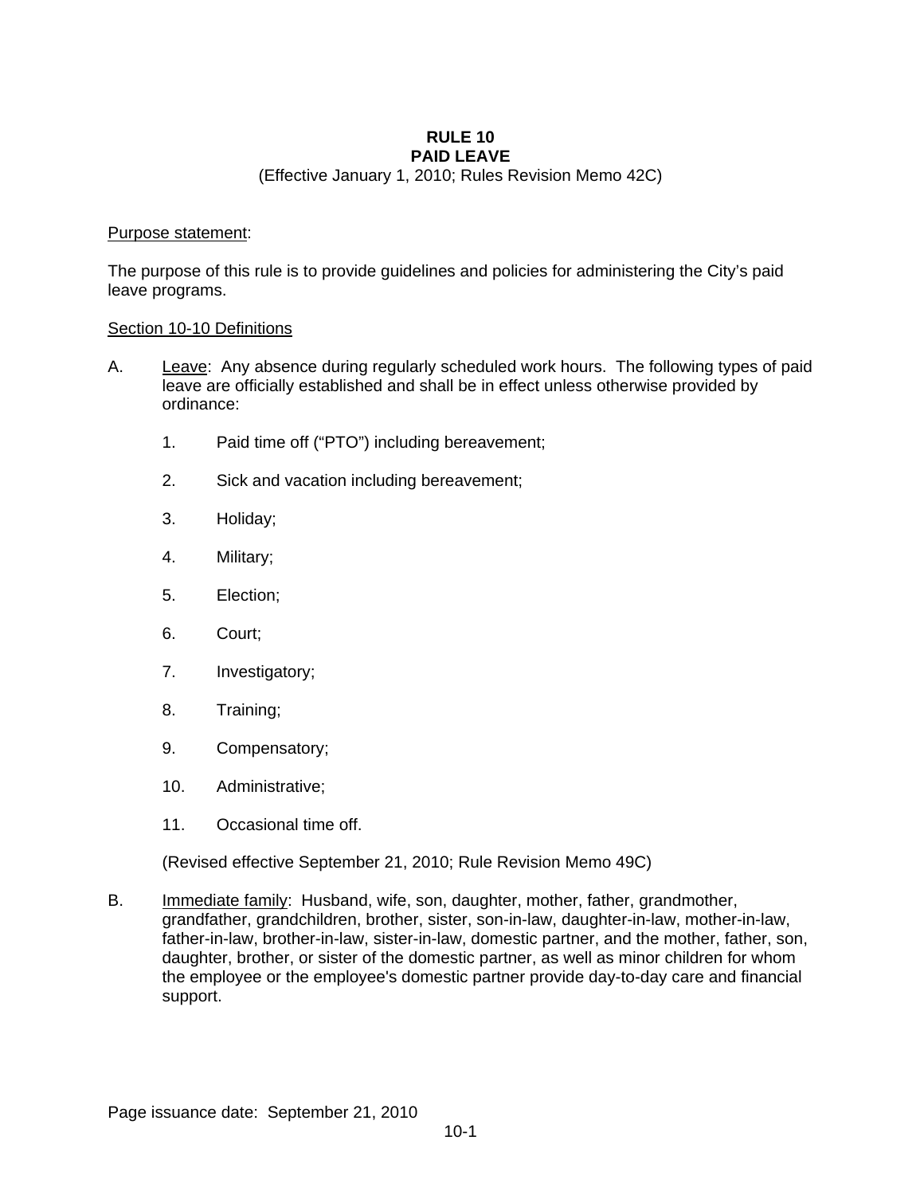# RULE 10
# PAID LEAVE

(Effective January 1, 2010; Rules Revision Memo 42C)

<u>Purpose statement</u>:

The purpose of this rule is to provide guidelines and policies for administering the City's paid leave programs.

<u>Section 10-10 Definitions</u>

A. <u>Leave</u>: Any absence during regularly scheduled work hours. The following types of paid leave are officially established and shall be in effect unless otherwise provided by ordinance:

   1. Paid time off ("PTO") including bereavement;

   2. Sick and vacation including bereavement;

   3. Holiday;

   4. Military;

   5. Election;

   6. Court;

   7. Investigatory;

   8. Training;

   9. Compensatory;

   10. Administrative;

   11. Occasional time off.

   (Revised effective September 21, 2010; Rule Revision Memo 49C)

B. <u>Immediate family</u>: Husband, wife, son, daughter, mother, father, grandmother, grandfather, grandchildren, brother, sister, son-in-law, daughter-in-law, mother-in-law, father-in-law, brother-in-law, sister-in-law, domestic partner, and the mother, father, son, daughter, brother, or sister of the domestic partner, as well as minor children for whom the employee or the employee's domestic partner provide day-to-day care and financial support.

Page issuance date: September 21, 2010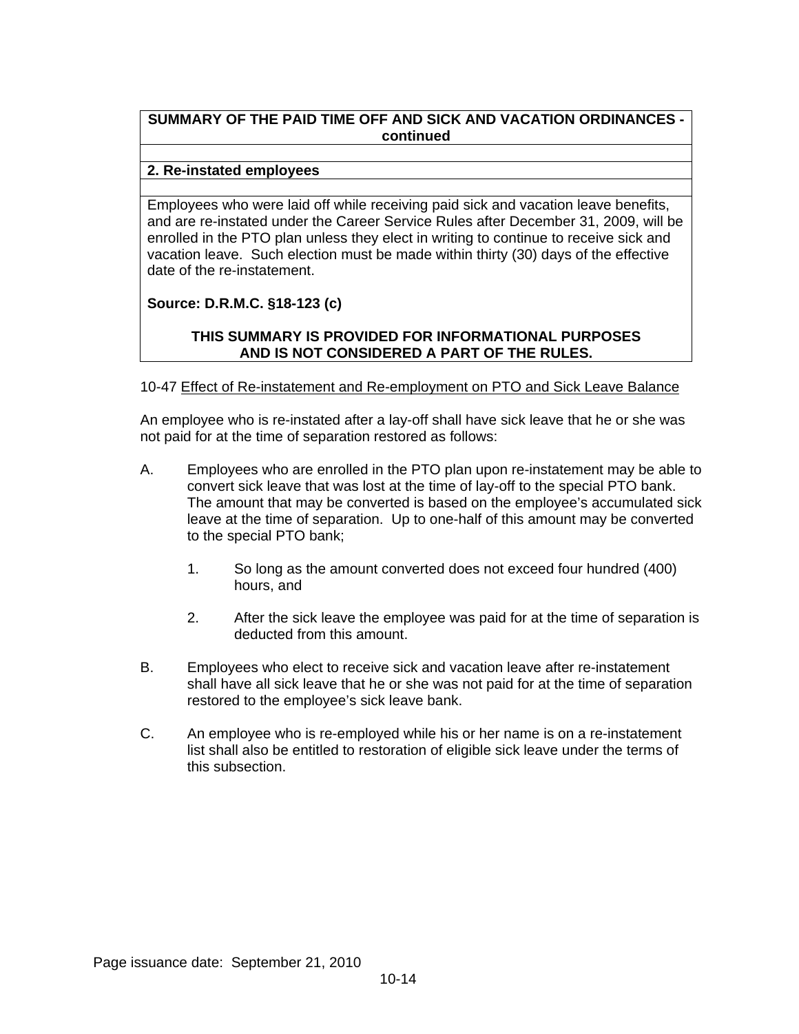**SUMMARY OF THE PAID TIME OFF AND SICK AND VACATION ORDINANCES - continued**

**2. Re-instated employees**

Employees who were laid off while receiving paid sick and vacation leave benefits, and are re-instated under the Career Service Rules after December 31, 2009, will be enrolled in the PTO plan unless they elect in writing to continue to receive sick and vacation leave. Such election must be made within thirty (30) days of the effective date of the re-instatement.

**Source: D.R.M.C. §18-123 (c)**

**THIS SUMMARY IS PROVIDED FOR INFORMATIONAL PURPOSES AND IS NOT CONSIDERED A PART OF THE RULES.**

10-47 Effect of Re-instatement and Re-employment on PTO and Sick Leave Balance

An employee who is re-instated after a lay-off shall have sick leave that he or she was not paid for at the time of separation restored as follows:

A. Employees who are enrolled in the PTO plan upon re-instatement may be able to convert sick leave that was lost at the time of lay-off to the special PTO bank. The amount that may be converted is based on the employee's accumulated sick leave at the time of separation. Up to one-half of this amount may be converted to the special PTO bank;

   1. So long as the amount converted does not exceed four hundred (400) hours, and

   2. After the sick leave the employee was paid for at the time of separation is deducted from this amount.

B. Employees who elect to receive sick and vacation leave after re-instatement shall have all sick leave that he or she was not paid for at the time of separation restored to the employee's sick leave bank.

C. An employee who is re-employed while his or her name is on a re-instatement list shall also be entitled to restoration of eligible sick leave under the terms of this subsection.

Page issuance date: September 21, 2010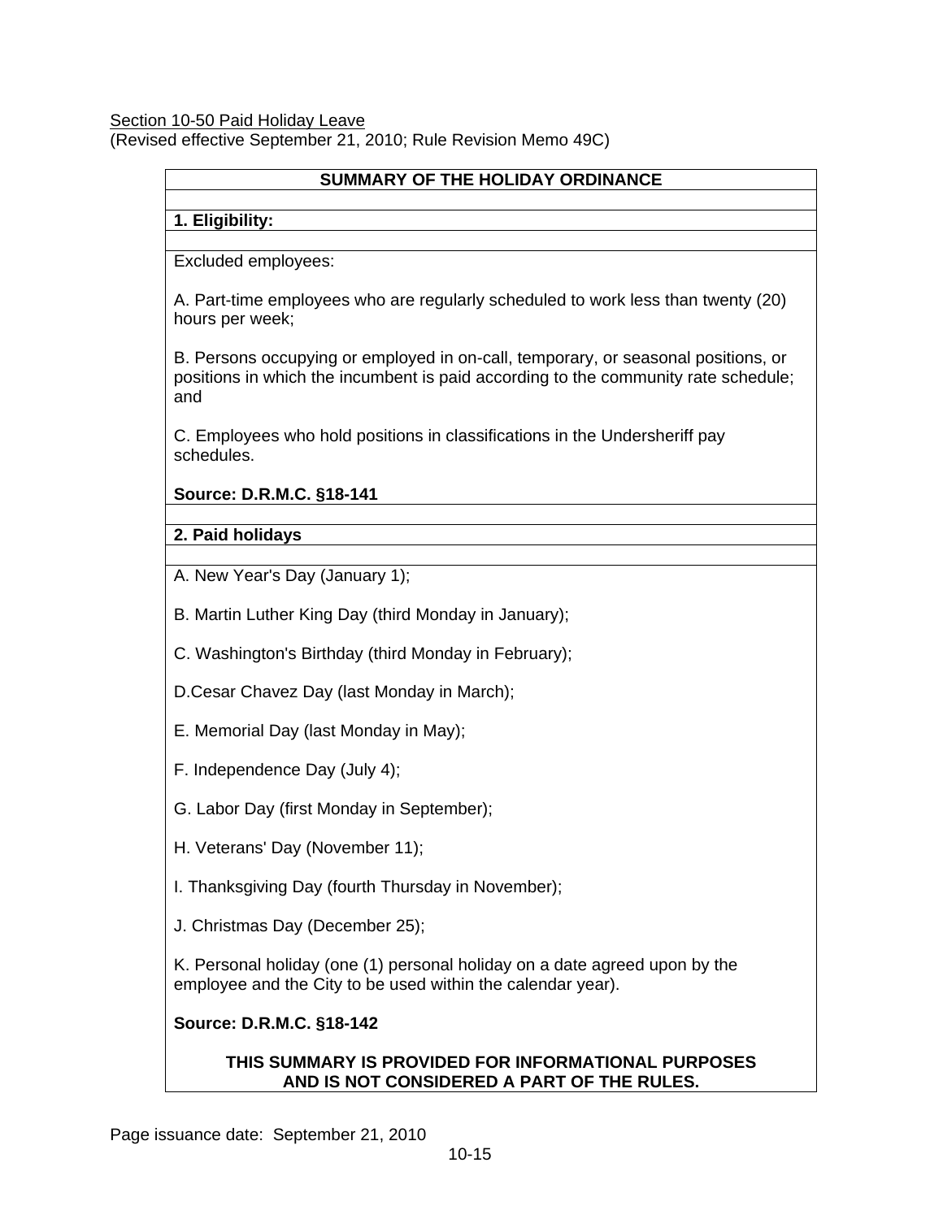Section 10-50 Paid Holiday Leave
(Revised effective September 21, 2010; Rule Revision Memo 49C)

**SUMMARY OF THE HOLIDAY ORDINANCE**

**1. Eligibility:**

Excluded employees:

A. Part-time employees who are regularly scheduled to work less than twenty (20) hours per week;

B. Persons occupying or employed in on-call, temporary, or seasonal positions, or positions in which the incumbent is paid according to the community rate schedule; and

C. Employees who hold positions in classifications in the Undersheriff pay schedules.

**Source: D.R.M.C. §18-141**

**2. Paid holidays**

A. New Year's Day (January 1);

B. Martin Luther King Day (third Monday in January);

C. Washington's Birthday (third Monday in February);

D.Cesar Chavez Day (last Monday in March);

E. Memorial Day (last Monday in May);

F. Independence Day (July 4);

G. Labor Day (first Monday in September);

H. Veterans' Day (November 11);

I. Thanksgiving Day (fourth Thursday in November);

J. Christmas Day (December 25);

K. Personal holiday (one (1) personal holiday on a date agreed upon by the employee and the City to be used within the calendar year).

**Source: D.R.M.C. §18-142**

**THIS SUMMARY IS PROVIDED FOR INFORMATIONAL PURPOSES AND IS NOT CONSIDERED A PART OF THE RULES.**

Page issuance date: September 21, 2010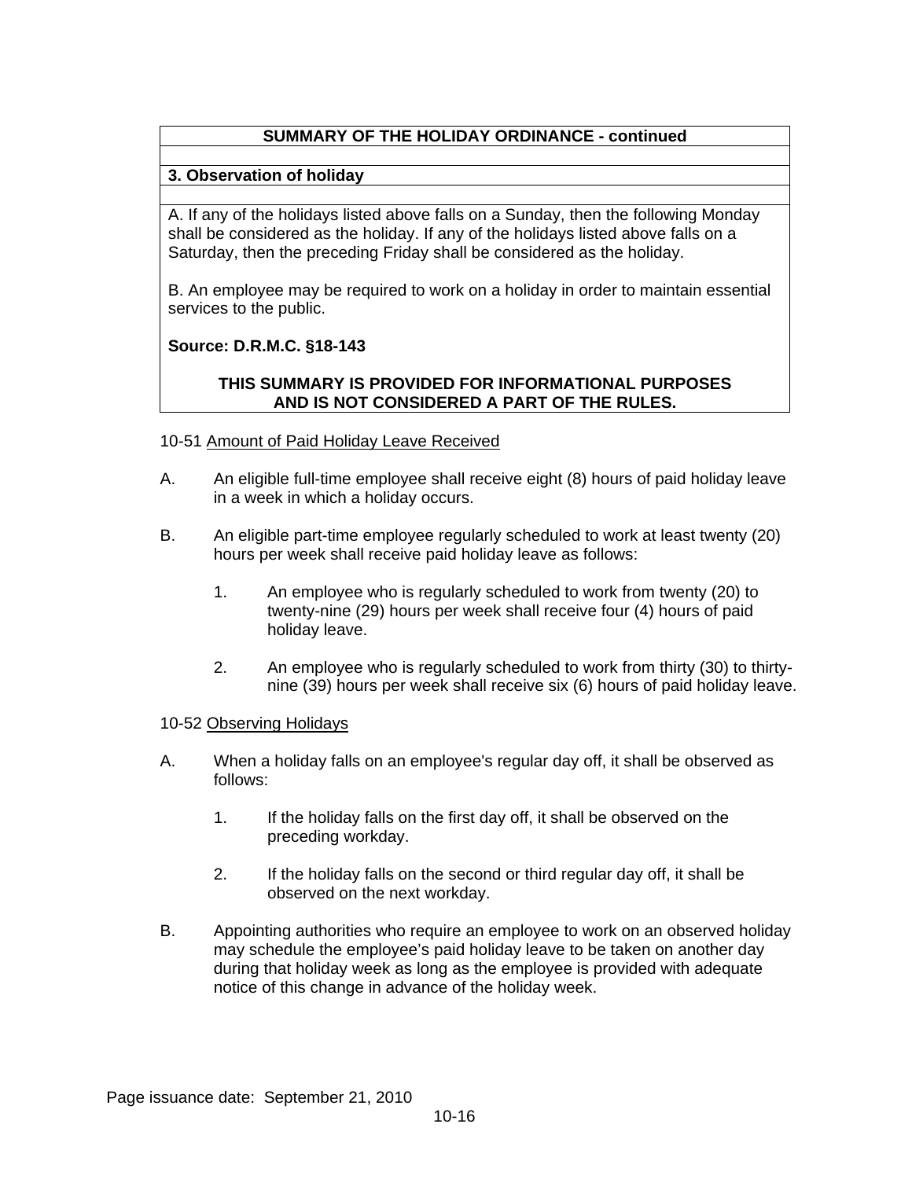**SUMMARY OF THE HOLIDAY ORDINANCE - continued**

**3. Observation of holiday**

A. If any of the holidays listed above falls on a Sunday, then the following Monday shall be considered as the holiday. If any of the holidays listed above falls on a Saturday, then the preceding Friday shall be considered as the holiday.

B. An employee may be required to work on a holiday in order to maintain essential services to the public.

**Source: D.R.M.C. §18-143**

**THIS SUMMARY IS PROVIDED FOR INFORMATIONAL PURPOSES AND IS NOT CONSIDERED A PART OF THE RULES.**

10-51 Amount of Paid Holiday Leave Received

A. An eligible full-time employee shall receive eight (8) hours of paid holiday leave in a week in which a holiday occurs.

B. An eligible part-time employee regularly scheduled to work at least twenty (20) hours per week shall receive paid holiday leave as follows:

  1. An employee who is regularly scheduled to work from twenty (20) to twenty-nine (29) hours per week shall receive four (4) hours of paid holiday leave.

  2. An employee who is regularly scheduled to work from thirty (30) to thirty-nine (39) hours per week shall receive six (6) hours of paid holiday leave.

10-52 Observing Holidays

A. When a holiday falls on an employee's regular day off, it shall be observed as follows:

  1. If the holiday falls on the first day off, it shall be observed on the preceding workday.

  2. If the holiday falls on the second or third regular day off, it shall be observed on the next workday.

B. Appointing authorities who require an employee to work on an observed holiday may schedule the employee's paid holiday leave to be taken on another day during that holiday week as long as the employee is provided with adequate notice of this change in advance of the holiday week.

Page issuance date: September 21, 2010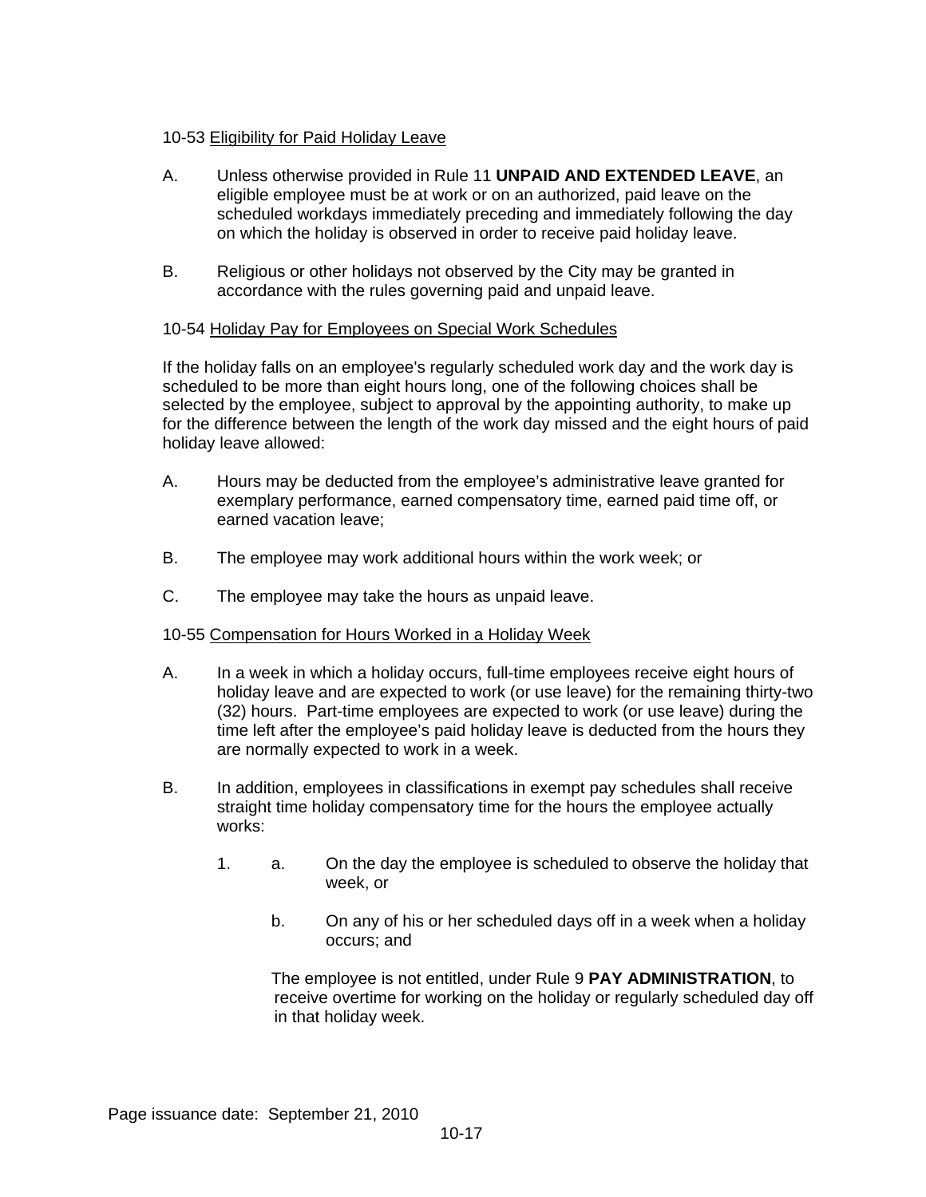10-53 <u>Eligibility for Paid Holiday Leave</u>

A. Unless otherwise provided in Rule 11 **UNPAID AND EXTENDED LEAVE**, an eligible employee must be at work or on an authorized, paid leave on the scheduled workdays immediately preceding and immediately following the day on which the holiday is observed in order to receive paid holiday leave.

B. Religious or other holidays not observed by the City may be granted in accordance with the rules governing paid and unpaid leave.

10-54 <u>Holiday Pay for Employees on Special Work Schedules</u>

If the holiday falls on an employee's regularly scheduled work day and the work day is scheduled to be more than eight hours long, one of the following choices shall be selected by the employee, subject to approval by the appointing authority, to make up for the difference between the length of the work day missed and the eight hours of paid holiday leave allowed:

A. Hours may be deducted from the employee's administrative leave granted for exemplary performance, earned compensatory time, earned paid time off, or earned vacation leave;

B. The employee may work additional hours within the work week; or

C. The employee may take the hours as unpaid leave.

10-55 <u>Compensation for Hours Worked in a Holiday Week</u>

A. In a week in which a holiday occurs, full-time employees receive eight hours of holiday leave and are expected to work (or use leave) for the remaining thirty-two (32) hours. Part-time employees are expected to work (or use leave) during the time left after the employee's paid holiday leave is deducted from the hours they are normally expected to work in a week.

B. In addition, employees in classifications in exempt pay schedules shall receive straight time holiday compensatory time for the hours the employee actually works:

1. a. On the day the employee is scheduled to observe the holiday that week, or

   b. On any of his or her scheduled days off in a week when a holiday occurs; and

   The employee is not entitled, under Rule 9 **PAY ADMINISTRATION**, to receive overtime for working on the holiday or regularly scheduled day off in that holiday week.

Page issuance date: September 21, 2010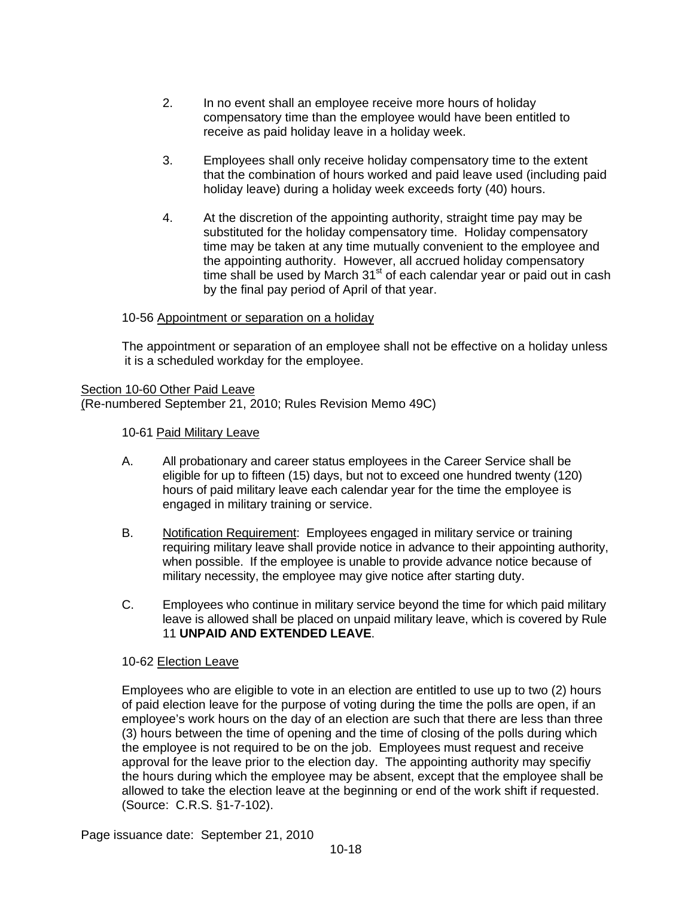2. In no event shall an employee receive more hours of holiday compensatory time than the employee would have been entitled to receive as paid holiday leave in a holiday week.

3. Employees shall only receive holiday compensatory time to the extent that the combination of hours worked and paid leave used (including paid holiday leave) during a holiday week exceeds forty (40) hours.

4. At the discretion of the appointing authority, straight time pay may be substituted for the holiday compensatory time. Holiday compensatory time may be taken at any time mutually convenient to the employee and the appointing authority. However, all accrued holiday compensatory time shall be used by March 31st of each calendar year or paid out in cash by the final pay period of April of that year.

10-56 Appointment or separation on a holiday

The appointment or separation of an employee shall not be effective on a holiday unless it is a scheduled workday for the employee.

## Section 10-60 Other Paid Leave

(Re-numbered September 21, 2010; Rules Revision Memo 49C)

10-61 Paid Military Leave

A. All probationary and career status employees in the Career Service shall be eligible for up to fifteen (15) days, but not to exceed one hundred twenty (120) hours of paid military leave each calendar year for the time the employee is engaged in military training or service.

B. Notification Requirement: Employees engaged in military service or training requiring military leave shall provide notice in advance to their appointing authority, when possible. If the employee is unable to provide advance notice because of military necessity, the employee may give notice after starting duty.

C. Employees who continue in military service beyond the time for which paid military leave is allowed shall be placed on unpaid military leave, which is covered by Rule 11 **UNPAID AND EXTENDED LEAVE**.

10-62 Election Leave

Employees who are eligible to vote in an election are entitled to use up to two (2) hours of paid election leave for the purpose of voting during the time the polls are open, if an employee's work hours on the day of an election are such that there are less than three (3) hours between the time of opening and the time of closing of the polls during which the employee is not required to be on the job. Employees must request and receive approval for the leave prior to the election day. The appointing authority may specifiy the hours during which the employee may be absent, except that the employee shall be allowed to take the election leave at the beginning or end of the work shift if requested. (Source: C.R.S. §1-7-102).

Page issuance date: September 21, 2010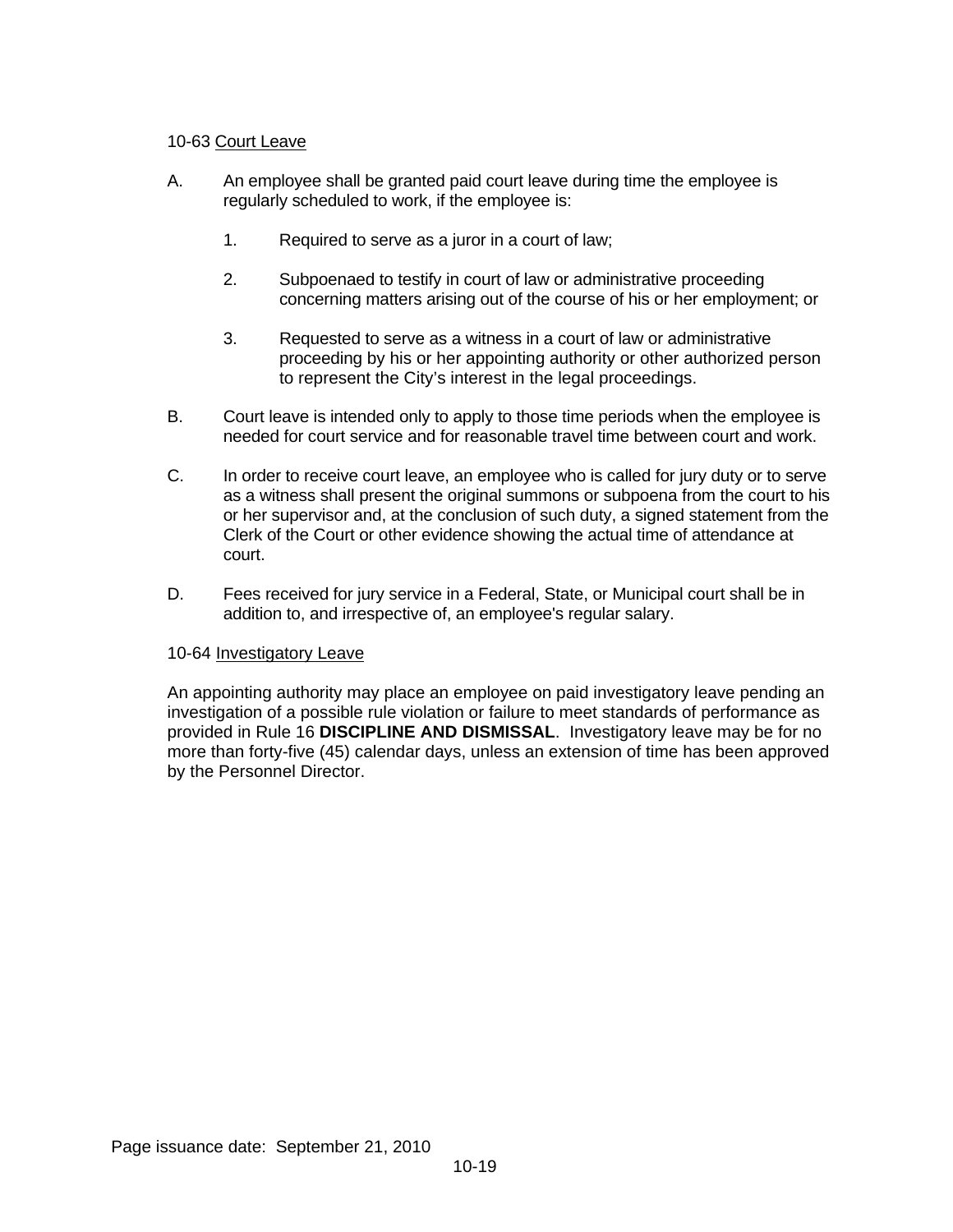10-63 <u>Court Leave</u>

A. An employee shall be granted paid court leave during time the employee is regularly scheduled to work, if the employee is:

   1. Required to serve as a juror in a court of law;

   2. Subpoenaed to testify in court of law or administrative proceeding concerning matters arising out of the course of his or her employment; or

   3. Requested to serve as a witness in a court of law or administrative proceeding by his or her appointing authority or other authorized person to represent the City's interest in the legal proceedings.

B. Court leave is intended only to apply to those time periods when the employee is needed for court service and for reasonable travel time between court and work.

C. In order to receive court leave, an employee who is called for jury duty or to serve as a witness shall present the original summons or subpoena from the court to his or her supervisor and, at the conclusion of such duty, a signed statement from the Clerk of the Court or other evidence showing the actual time of attendance at court.

D. Fees received for jury service in a Federal, State, or Municipal court shall be in addition to, and irrespective of, an employee's regular salary.

10-64 <u>Investigatory Leave</u>

An appointing authority may place an employee on paid investigatory leave pending an investigation of a possible rule violation or failure to meet standards of performance as provided in Rule 16 **DISCIPLINE AND DISMISSAL**. Investigatory leave may be for no more than forty-five (45) calendar days, unless an extension of time has been approved by the Personnel Director.

Page issuance date: September 21, 2010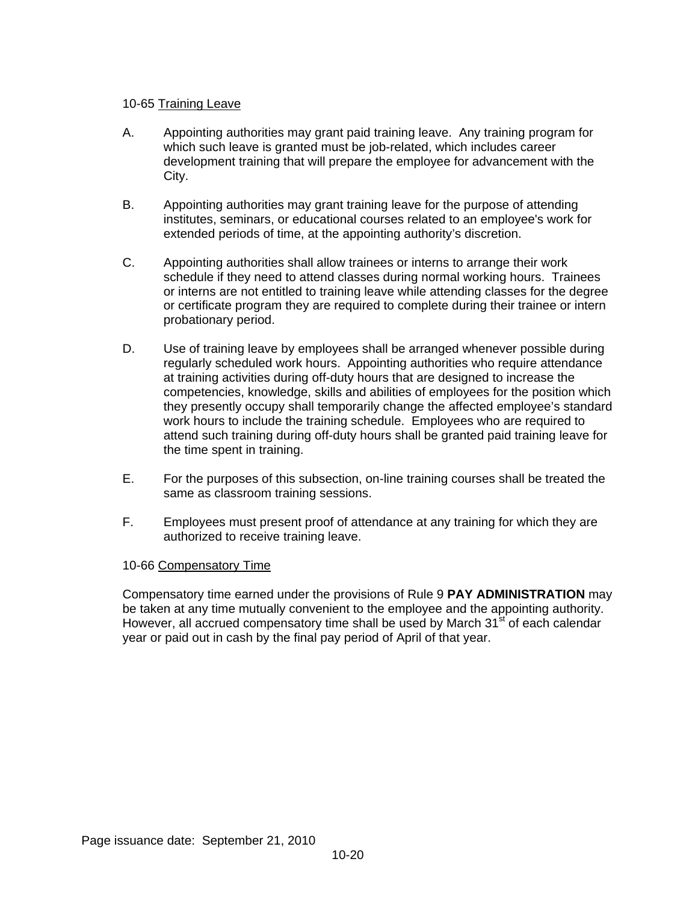### 10-65 Training Leave

A. Appointing authorities may grant paid training leave. Any training program for which such leave is granted must be job-related, which includes career development training that will prepare the employee for advancement with the City.

B. Appointing authorities may grant training leave for the purpose of attending institutes, seminars, or educational courses related to an employee's work for extended periods of time, at the appointing authority's discretion.

C. Appointing authorities shall allow trainees or interns to arrange their work schedule if they need to attend classes during normal working hours. Trainees or interns are not entitled to training leave while attending classes for the degree or certificate program they are required to complete during their trainee or intern probationary period.

D. Use of training leave by employees shall be arranged whenever possible during regularly scheduled work hours. Appointing authorities who require attendance at training activities during off-duty hours that are designed to increase the competencies, knowledge, skills and abilities of employees for the position which they presently occupy shall temporarily change the affected employee's standard work hours to include the training schedule. Employees who are required to attend such training during off-duty hours shall be granted paid training leave for the time spent in training.

E. For the purposes of this subsection, on-line training courses shall be treated the same as classroom training sessions.

F. Employees must present proof of attendance at any training for which they are authorized to receive training leave.

### 10-66 Compensatory Time

Compensatory time earned under the provisions of Rule 9 **PAY ADMINISTRATION** may be taken at any time mutually convenient to the employee and the appointing authority. However, all accrued compensatory time shall be used by March 31st of each calendar year or paid out in cash by the final pay period of April of that year.

Page issuance date: September 21, 2010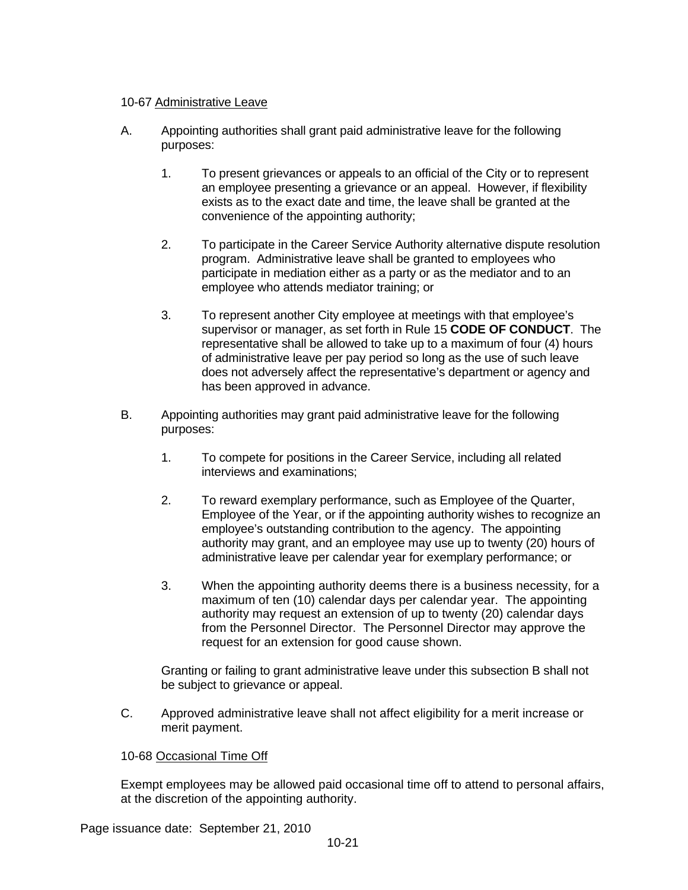### 10-67 <u>Administrative Leave</u>

A. Appointing authorities shall grant paid administrative leave for the following purposes:

   1. To present grievances or appeals to an official of the City or to represent an employee presenting a grievance or an appeal. However, if flexibility exists as to the exact date and time, the leave shall be granted at the convenience of the appointing authority;

   2. To participate in the Career Service Authority alternative dispute resolution program. Administrative leave shall be granted to employees who participate in mediation either as a party or as the mediator and to an employee who attends mediator training; or

   3. To represent another City employee at meetings with that employee's supervisor or manager, as set forth in Rule 15 **CODE OF CONDUCT**. The representative shall be allowed to take up to a maximum of four (4) hours of administrative leave per pay period so long as the use of such leave does not adversely affect the representative's department or agency and has been approved in advance.

B. Appointing authorities may grant paid administrative leave for the following purposes:

   1. To compete for positions in the Career Service, including all related interviews and examinations;

   2. To reward exemplary performance, such as Employee of the Quarter, Employee of the Year, or if the appointing authority wishes to recognize an employee's outstanding contribution to the agency. The appointing authority may grant, and an employee may use up to twenty (20) hours of administrative leave per calendar year for exemplary performance; or

   3. When the appointing authority deems there is a business necessity, for a maximum of ten (10) calendar days per calendar year. The appointing authority may request an extension of up to twenty (20) calendar days from the Personnel Director. The Personnel Director may approve the request for an extension for good cause shown.

   Granting or failing to grant administrative leave under this subsection B shall not be subject to grievance or appeal.

C. Approved administrative leave shall not affect eligibility for a merit increase or merit payment.

### 10-68 <u>Occasional Time Off</u>

Exempt employees may be allowed paid occasional time off to attend to personal affairs, at the discretion of the appointing authority.

Page issuance date: September 21, 2010